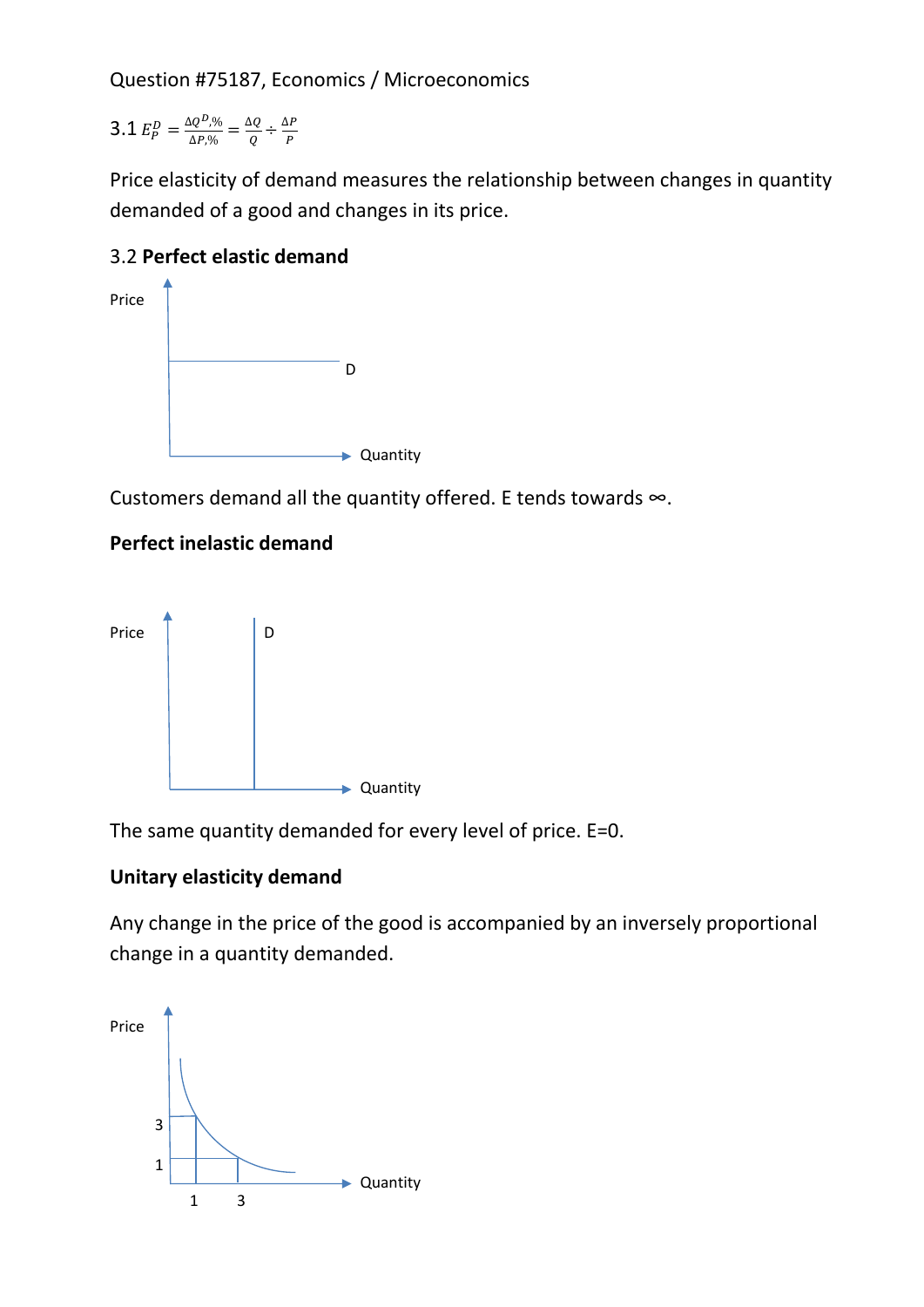Question #75187, Economics / Microeconomics

3.1 $E_P^D = \frac{\Delta Q^D, \%}{\Delta P, \%} = \frac{\Delta Q}{Q} \div \frac{\Delta P}{P}$

Price elasticity of demand measures the relationship between changes in quantity demanded of a good and changes in its price.

3.2 **Perfect elastic demand**

Customers demand all the quantity offered. E tends towards ∞.

**Perfect inelastic demand**

The same quantity demanded for every level of price. E=0.

**Unitary elasticity demand**

Any change in the price of the good is accompanied by an inversely proportional change in a quantity demanded.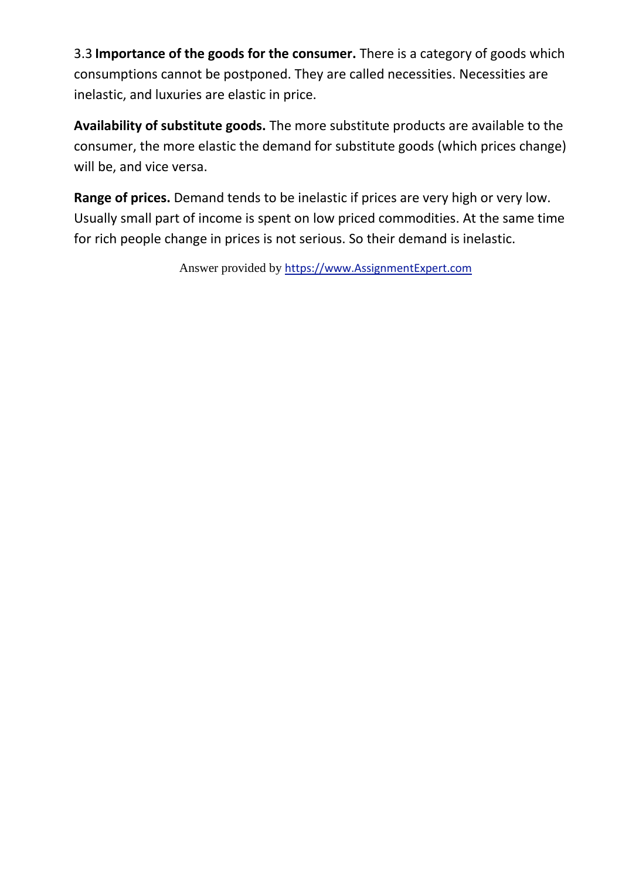3.3 **Importance of the goods for the consumer.** There is a category of goods which consumptions cannot be postponed. They are called necessities. Necessities are inelastic, and luxuries are elastic in price.

**Availability of substitute goods.** The more substitute products are available to the consumer, the more elastic the demand for substitute goods (which prices change) will be, and vice versa.

**Range of prices.** Demand tends to be inelastic if prices are very high or very low. Usually small part of income is spent on low priced commodities. At the same time for rich people change in prices is not serious. So their demand is inelastic.

Answer provided by https://www.AssignmentExpert.com